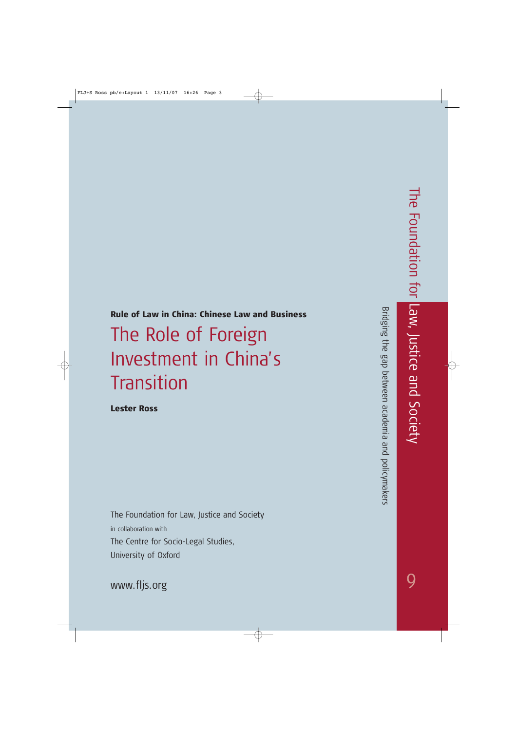**Rule of Law in China: Chinese Law and Business**

# The Role of Foreign Investment in China's Transition

**Lester Ross**

The Foundation for Law, Justice and Society

in collaboration with

The Centre for Socio-Legal Studies,

University of Oxford

www.fljs.org

The Foundation for Law, Justice and Society

Bridging the gap between academia and policymakers

9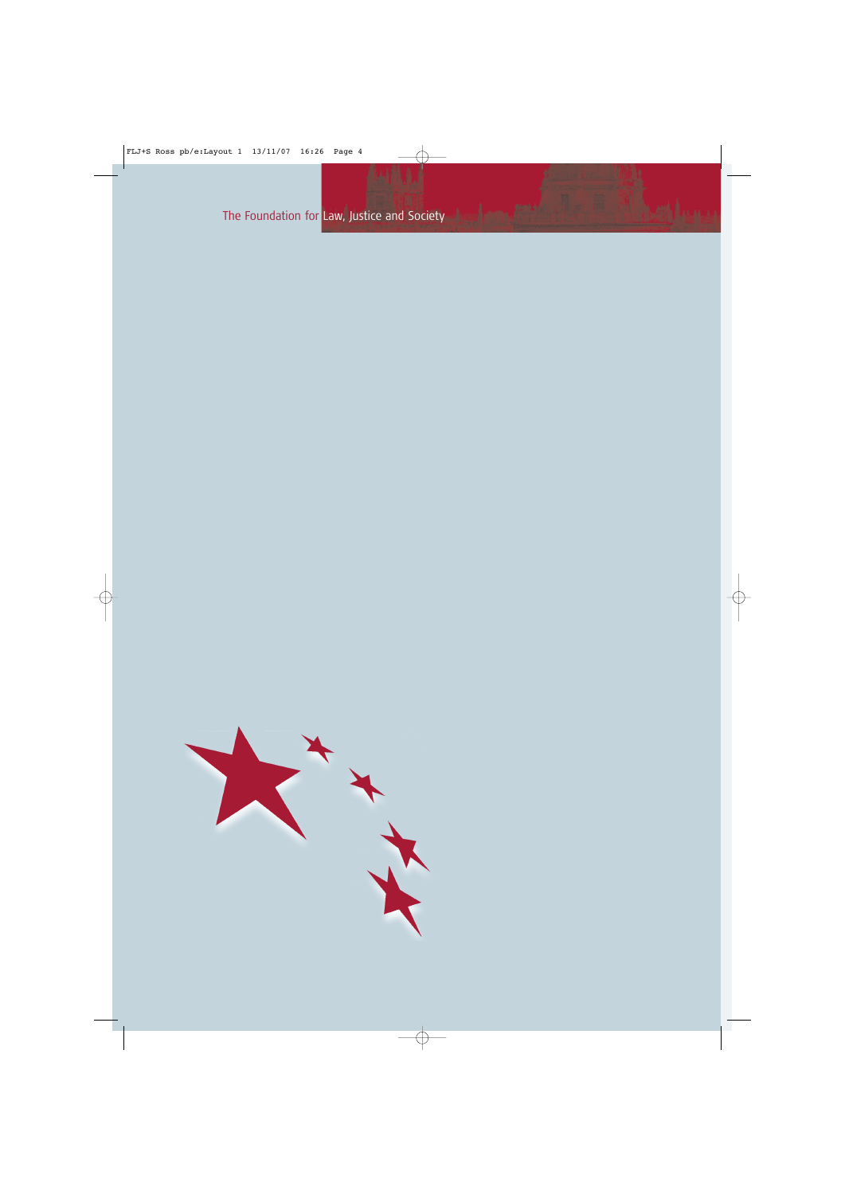The Foundation for Law, Justice and Society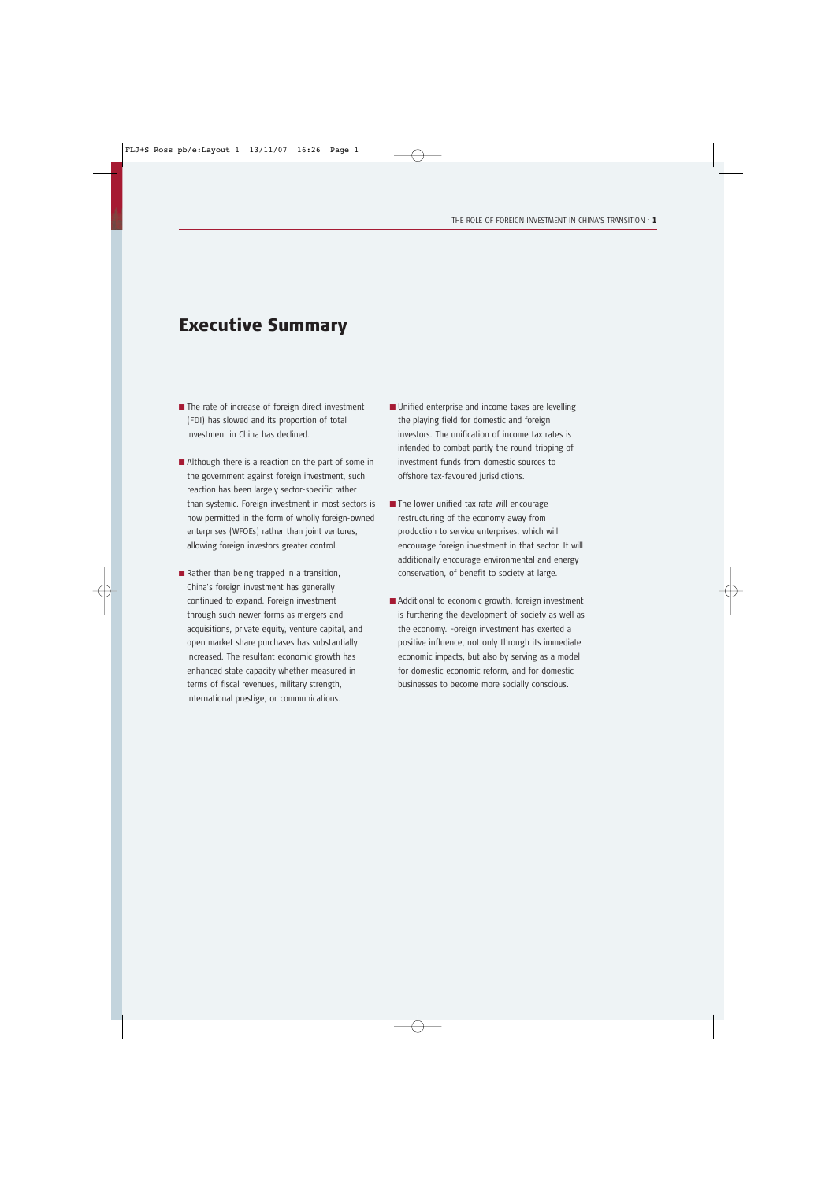# Executive Summary

- The rate of increase of foreign direct investment (FDI) has slowed and its proportion of total investment in China has declined.

- Although there is a reaction on the part of some in the government against foreign investment, such reaction has been largely sector-specific rather than systemic. Foreign investment in most sectors is now permitted in the form of wholly foreign-owned enterprises (WFOEs) rather than joint ventures, allowing foreign investors greater control.

- Rather than being trapped in a transition, China's foreign investment has generally continued to expand. Foreign investment through such newer forms as mergers and acquisitions, private equity, venture capital, and open market share purchases has substantially increased. The resultant economic growth has enhanced state capacity whether measured in terms of fiscal revenues, military strength, international prestige, or communications.

- Unified enterprise and income taxes are levelling the playing field for domestic and foreign investors. The unification of income tax rates is intended to combat partly the round-tripping of investment funds from domestic sources to offshore tax-favoured jurisdictions.

- The lower unified tax rate will encourage restructuring of the economy away from production to service enterprises, which will encourage foreign investment in that sector. It will additionally encourage environmental and energy conservation, of benefit to society at large.

- Additional to economic growth, foreign investment is furthering the development of society as well as the economy. Foreign investment has exerted a positive influence, not only through its immediate economic impacts, but also by serving as a model for domestic economic reform, and for domestic businesses to become more socially conscious.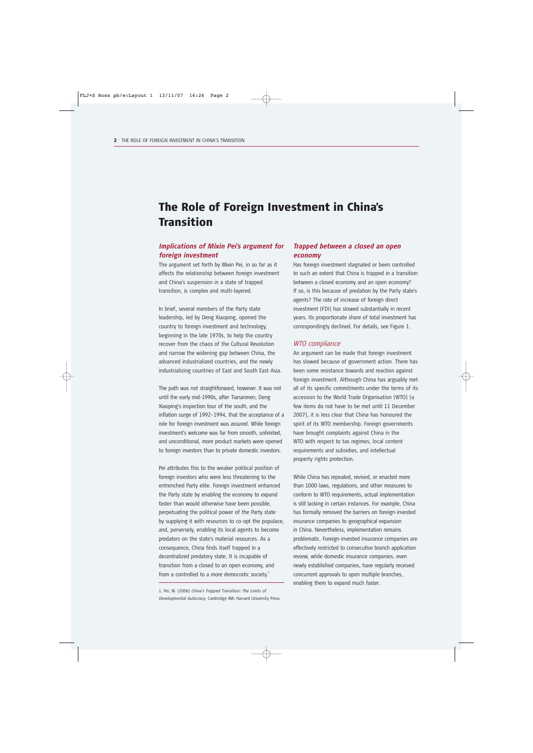# The Role of Foreign Investment in China's Transition

## *Implications of Mixin Pei's argument for foreign investment*

The argument set forth by Mixin Pei, in so far as it affects the relationship between foreign investment and China's suspension in a state of trapped transition, is complex and multi-layered.

In brief, several members of the Party state leadership, led by Deng Xiaoping, opened the country to foreign investment and technology, beginning in the late 1970s, to help the country recover from the chaos of the Cultural Revolution and narrow the widening gap between China, the advanced industrialized countries, and the newly industrializing countries of East and South East Asia.

The path was not straightforward, however. It was not until the early mid-1990s, after Tiananmen, Deng Xiaoping's inspection tour of the south, and the inflation surge of 1992–1994, that the acceptance of a role for foreign investment was assured. While foreign investment's welcome was far from smooth, unlimited, and unconditional, more product markets were opened to foreign investors than to private domestic investors.

Pei attributes this to the weaker political position of foreign investors who were less threatening to the entrenched Party elite. Foreign investment enhanced the Party state by enabling the economy to expand faster than would otherwise have been possible, perpetuating the political power of the Party state by supplying it with resources to co-opt the populace, and, perversely, enabling its local agents to become predators on the state's material resources. As a consequence, China finds itself trapped in a decentralized predatory state. It is incapable of transition from a closed to an open economy, and from a controlled to a more democratic society.[1]

1. Pei, M. (2006) *China's Trapped Transition: The Limits of Developmental Autocracy.* Cambridge MA: Harvard University Press.

## *Trapped between a closed an open economy*

Has foreign investment stagnated or been controlled to such an extent that China is trapped in a transition between a closed economy and an open economy? If so, is this because of predation by the Party state's agents? The rate of increase of foreign direct investment (FDI) has slowed substantially in recent years. Its proportionate share of total investment has correspondingly declined. For details, see Figure 1.

### *WTO compliance*

An argument can be made that foreign investment has slowed because of government action. There has been some resistance towards and reaction against foreign investment. Although China has arguably met all of its specific commitments under the terms of its accession to the World Trade Organisation (WTO) (a few items do not have to be met until 11 December 2007), it is less clear that China has honoured the spirit of its WTO membership. Foreign governments have brought complaints against China in the WTO with respect to tax regimes, local content requirements and subsidies, and intellectual property rights protection.

While China has repealed, revised, or enacted more than 1000 laws, regulations, and other measures to conform to WTO requirements, actual implementation is still lacking in certain instances. For example, China has formally removed the barriers on foreign-invested insurance companies to geographical expansion in China. Nevertheless, implementation remains problematic. Foreign-invested insurance companies are effectively restricted to consecutive branch application review, while domestic insurance companies, even newly established companies, have regularly received concurrent approvals to open multiple branches, enabling them to expand much faster.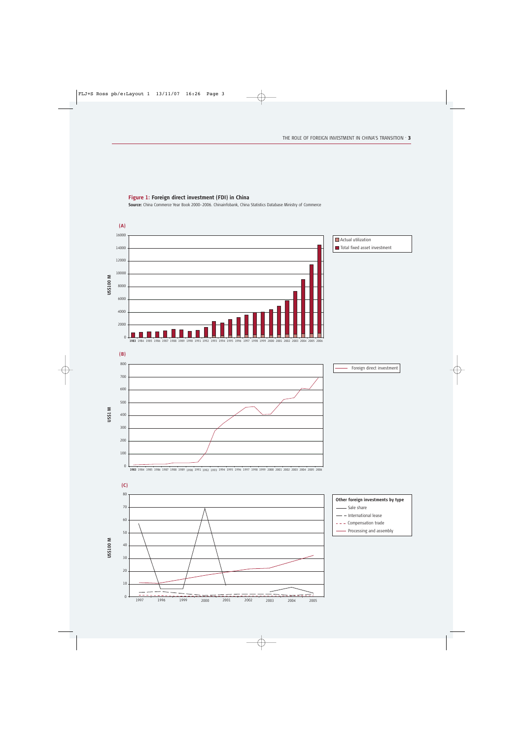**Figure 1: Foreign direct investment (FDI) in China**

**Source:** China Commerce Year Book 2000–2006. Chinainfobank, China Statistics Database Ministry of Commerce

(A)

(B)

(C)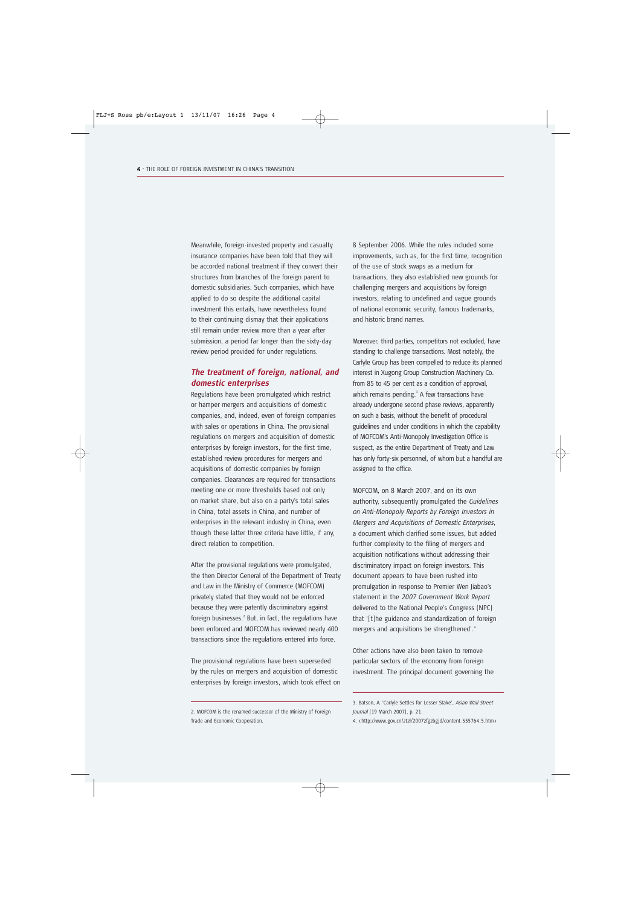Meanwhile, foreign-invested property and casualty insurance companies have been told that they will be accorded national treatment if they convert their structures from branches of the foreign parent to domestic subsidiaries. Such companies, which have applied to do so despite the additional capital investment this entails, have nevertheless found to their continuing dismay that their applications still remain under review more than a year after submission, a period far longer than the sixty-day review period provided for under regulations.

### *The treatment of foreign, national, and domestic enterprises*

Regulations have been promulgated which restrict or hamper mergers and acquisitions of domestic companies, and, indeed, even of foreign companies with sales or operations in China. The provisional regulations on mergers and acquisition of domestic enterprises by foreign investors, for the first time, established review procedures for mergers and acquisitions of domestic companies by foreign companies. Clearances are required for transactions meeting one or more thresholds based not only on market share, but also on a party's total sales in China, total assets in China, and number of enterprises in the relevant industry in China, even though these latter three criteria have little, if any, direct relation to competition.

After the provisional regulations were promulgated, the then Director General of the Department of Treaty and Law in the Ministry of Commerce (MOFCOM) privately stated that they would not be enforced because they were patently discriminatory against foreign businesses.[2] But, in fact, the regulations have been enforced and MOFCOM has reviewed nearly 400 transactions since the regulations entered into force.

The provisional regulations have been superseded by the rules on mergers and acquisition of domestic enterprises by foreign investors, which took effect on 8 September 2006. While the rules included some improvements, such as, for the first time, recognition of the use of stock swaps as a medium for transactions, they also established new grounds for challenging mergers and acquisitions by foreign investors, relating to undefined and vague grounds of national economic security, famous trademarks, and historic brand names.

Moreover, third parties, competitors not excluded, have standing to challenge transactions. Most notably, the Carlyle Group has been compelled to reduce its planned interest in Xugong Group Construction Machinery Co. from 85 to 45 per cent as a condition of approval, which remains pending.[3] A few transactions have already undergone second phase reviews, apparently on such a basis, without the benefit of procedural guidelines and under conditions in which the capability of MOFCOM's Anti-Monopoly Investigation Office is suspect, as the entire Department of Treaty and Law has only forty-six personnel, of whom but a handful are assigned to the office.

MOFCOM, on 8 March 2007, and on its own authority, subsequently promulgated the *Guidelines on Anti-Monopoly Reports by Foreign Investors in Mergers and Acquisitions of Domestic Enterprises*, a document which clarified some issues, but added further complexity to the filing of mergers and acquisition notifications without addressing their discriminatory impact on foreign investors. This document appears to have been rushed into promulgation in response to Premier Wen Jiabao's statement in the *2007 Government Work Report* delivered to the National People's Congress (NPC) that '[t]he guidance and standardization of foreign mergers and acquisitions be strengthened'.[4]

Other actions have also been taken to remove particular sectors of the economy from foreign investment. The principal document governing the

---

2. MOFCOM is the renamed successor of the Ministry of Foreign Trade and Economic Cooperation.

3. Batson, A. 'Carlyle Settles for Lesser Stake', *Asian Wall Street Journal* (19 March 2007), p. 21.

4. <http://www.gov.cn/ztzl/2007zfgzbgjd/content_555764_5.htm>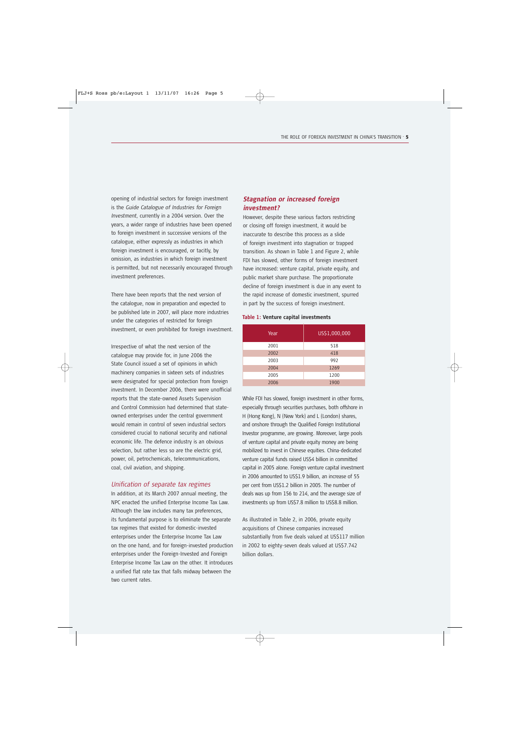opening of industrial sectors for foreign investment is the *Guide Catalogue of Industries for Foreign Investment*, currently in a 2004 version. Over the years, a wider range of industries have been opened to foreign investment in successive versions of the catalogue, either expressly as industries in which foreign investment is encouraged, or tacitly, by omission, as industries in which foreign investment is permitted, but not necessarily encouraged through investment preferences.

There have been reports that the next version of the catalogue, now in preparation and expected to be published late in 2007, will place more industries under the categories of restricted for foreign investment, or even prohibited for foreign investment.

Irrespective of what the next version of the catalogue may provide for, in June 2006 the State Council issued a set of opinions in which machinery companies in sixteen sets of industries were designated for special protection from foreign investment. In December 2006, there were unofficial reports that the state-owned Assets Supervision and Control Commission had determined that state-owned enterprises under the central government would remain in control of seven industrial sectors considered crucial to national security and national economic life. The defence industry is an obvious selection, but rather less so are the electric grid, power, oil, petrochemicals, telecommunications, coal, civil aviation, and shipping.

### *Unification of separate tax regimes*

In addition, at its March 2007 annual meeting, the NPC enacted the unified Enterprise Income Tax Law. Although the law includes many tax preferences, its fundamental purpose is to eliminate the separate tax regimes that existed for domestic-invested enterprises under the Enterprise Income Tax Law on the one hand, and for foreign-invested production enterprises under the Foreign-Invested and Foreign Enterprise Income Tax Law on the other. It introduces a unified flat rate tax that falls midway between the two current rates.

### ***Stagnation or increased foreign investment?***

However, despite these various factors restricting or closing off foreign investment, it would be inaccurate to describe this process as a slide of foreign investment into stagnation or trapped transition. As shown in Table 1 and Figure 2, while FDI has slowed, other forms of foreign investment have increased: venture capital, private equity, and public market share purchase. The proportionate decline of foreign investment is due in any event to the rapid increase of domestic investment, spurred in part by the success of foreign investment.

**Table 1: Venture capital investments**

| Year | US$1,000,000 |
|---|---|
| 2001 | 518 |
| 2002 | 418 |
| 2003 | 992 |
| 2004 | 1269 |
| 2005 | 1200 |
| 2006 | 1900 |

While FDI has slowed, foreign investment in other forms, especially through securities purchases, both offshore in H (Hong Kong), N (New York) and L (London) shares, and onshore through the Qualified Foreign Institutional Investor programme, are growing. Moreover, large pools of venture capital and private equity money are being mobilized to invest in Chinese equities. China-dedicated venture capital funds raised US$4 billion in committed capital in 2005 alone. Foreign venture capital investment in 2006 amounted to US$1.9 billion, an increase of 55 per cent from US$1.2 billion in 2005. The number of deals was up from 156 to 214, and the average size of investments up from US$7.8 million to US$8.8 million.

As illustrated in Table 2, in 2006, private equity acquisitions of Chinese companies increased substantially from five deals valued at US$117 million in 2002 to eighty-seven deals valued at US$7.742 billion dollars.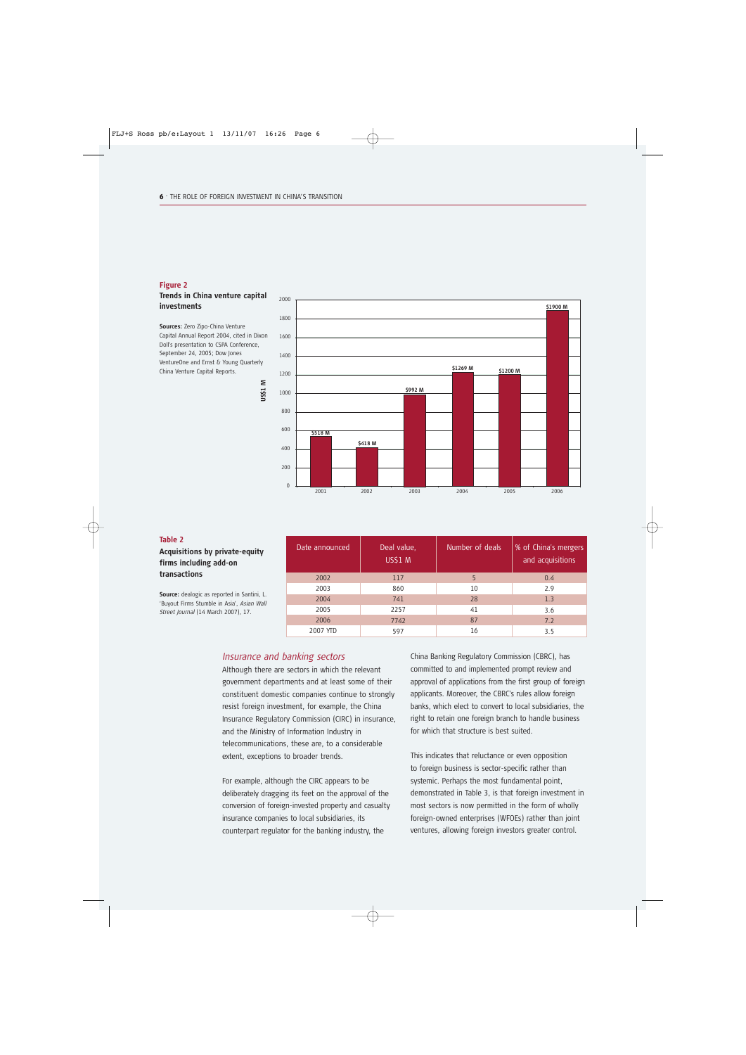**Figure 2**

**Trends in China venture capital investments**

**Sources:** Zero Zipo-China Venture Capital Annual Report 2004, cited in Dixon Doll's presentation to CSPA Conference, September 24, 2005; Dow Jones VentureOne and Ernst & Young Quarterly China Venture Capital Reports.

| Year | US$1 M |
|---|---|
| 2001 | $518 M |
| 2002 | $418 M |
| 2003 | $992 M |
| 2004 | $1269 M |
| 2005 | $1200 M |
| 2006 | $1900 M |

**Table 2**

**Acquisitions by private-equity firms including add-on transactions**

**Source:** dealogic as reported in Santini, L. 'Buyout Firms Stumble in Asia', *Asian Wall Street Journal* (14 March 2007), 17.

| Date announced | Deal value, US$1 M | Number of deals | % of China's mergers and acquisitions |
|---|---|---|---|
| 2002 | 117 | 5 | 0.4 |
| 2003 | 860 | 10 | 2.9 |
| 2004 | 741 | 28 | 1.3 |
| 2005 | 2257 | 41 | 3.6 |
| 2006 | 7742 | 87 | 7.2 |
| 2007 YTD | 597 | 16 | 3.5 |

## *Insurance and banking sectors*

Although there are sectors in which the relevant government departments and at least some of their constituent domestic companies continue to strongly resist foreign investment, for example, the China Insurance Regulatory Commission (CIRC) in insurance, and the Ministry of Information Industry in telecommunications, these are, to a considerable extent, exceptions to broader trends.

For example, although the CIRC appears to be deliberately dragging its feet on the approval of the conversion of foreign-invested property and casualty insurance companies to local subsidiaries, its counterpart regulator for the banking industry, the China Banking Regulatory Commission (CBRC), has committed to and implemented prompt review and approval of applications from the first group of foreign applicants. Moreover, the CBRC's rules allow foreign banks, which elect to convert to local subsidiaries, the right to retain one foreign branch to handle business for which that structure is best suited.

This indicates that reluctance or even opposition to foreign business is sector-specific rather than systemic. Perhaps the most fundamental point, demonstrated in Table 3, is that foreign investment in most sectors is now permitted in the form of wholly foreign-owned enterprises (WFOEs) rather than joint ventures, allowing foreign investors greater control.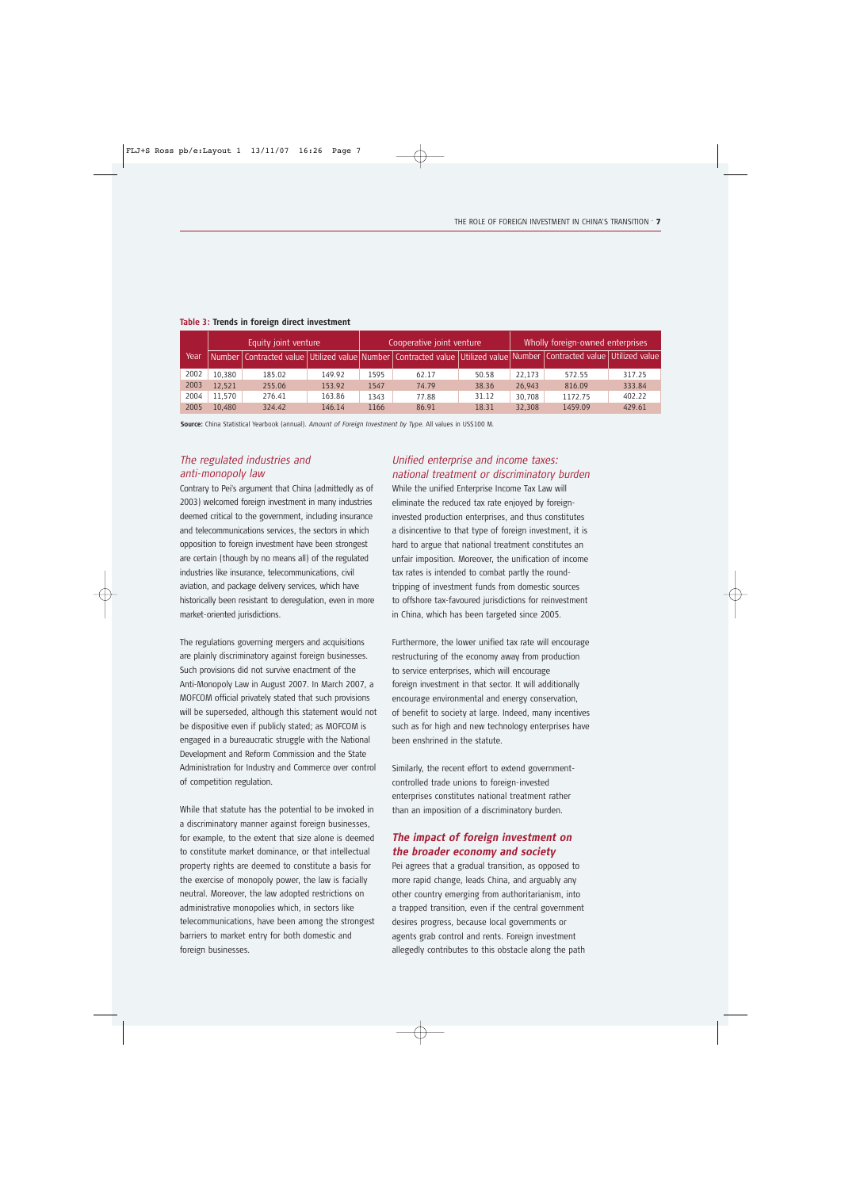**Table 3: Trends in foreign direct investment**

| Year | Equity joint venture | | | Cooperative joint venture | | | Wholly foreign-owned enterprises | | |
|---|---|---|---|---|---|---|---|---|---|
| | Number | Contracted value | Utilized value | Number | Contracted value | Utilized value | Number | Contracted value | Utilized value |
| 2002 | 10,380 | 185.02 | 149.92 | 1595 | 62.17 | 50.58 | 22,173 | 572.55 | 317.25 |
| 2003 | 12,521 | 255.06 | 153.92 | 1547 | 74.79 | 38.36 | 26,943 | 816.09 | 333.84 |
| 2004 | 11,570 | 276.41 | 163.86 | 1343 | 77.88 | 31.12 | 30,708 | 1172.75 | 402.22 |
| 2005 | 10,480 | 324.42 | 146.14 | 1166 | 86.91 | 18.31 | 32,308 | 1459.09 | 429.61 |

**Source:** China Statistical Yearbook (annual). *Amount of Foreign Investment by Type.* All values in US$100 M.

## *The regulated industries and anti-monopoly law*

Contrary to Pei's argument that China (admittedly as of 2003) welcomed foreign investment in many industries deemed critical to the government, including insurance and telecommunications services, the sectors in which opposition to foreign investment have been strongest are certain (though by no means all) of the regulated industries like insurance, telecommunications, civil aviation, and package delivery services, which have historically been resistant to deregulation, even in more market-oriented jurisdictions.

The regulations governing mergers and acquisitions are plainly discriminatory against foreign businesses. Such provisions did not survive enactment of the Anti-Monopoly Law in August 2007. In March 2007, a MOFCOM official privately stated that such provisions will be superseded, although this statement would not be dispositive even if publicly stated; as MOFCOM is engaged in a bureaucratic struggle with the National Development and Reform Commission and the State Administration for Industry and Commerce over control of competition regulation.

While that statute has the potential to be invoked in a discriminatory manner against foreign businesses, for example, to the extent that size alone is deemed to constitute market dominance, or that intellectual property rights are deemed to constitute a basis for the exercise of monopoly power, the law is facially neutral. Moreover, the law adopted restrictions on administrative monopolies which, in sectors like telecommunications, have been among the strongest barriers to market entry for both domestic and foreign businesses.

## *Unified enterprise and income taxes: national treatment or discriminatory burden*

While the unified Enterprise Income Tax Law will eliminate the reduced tax rate enjoyed by foreign-invested production enterprises, and thus constitutes a disincentive to that type of foreign investment, it is hard to argue that national treatment constitutes an unfair imposition. Moreover, the unification of income tax rates is intended to combat partly the round-tripping of investment funds from domestic sources to offshore tax-favoured jurisdictions for reinvestment in China, which has been targeted since 2005.

Furthermore, the lower unified tax rate will encourage restructuring of the economy away from production to service enterprises, which will encourage foreign investment in that sector. It will additionally encourage environmental and energy conservation, of benefit to society at large. Indeed, many incentives such as for high and new technology enterprises have been enshrined in the statute.

Similarly, the recent effort to extend government-controlled trade unions to foreign-invested enterprises constitutes national treatment rather than an imposition of a discriminatory burden.

## ***The impact of foreign investment on the broader economy and society***

Pei agrees that a gradual transition, as opposed to more rapid change, leads China, and arguably any other country emerging from authoritarianism, into a trapped transition, even if the central government desires progress, because local governments or agents grab control and rents. Foreign investment allegedly contributes to this obstacle along the path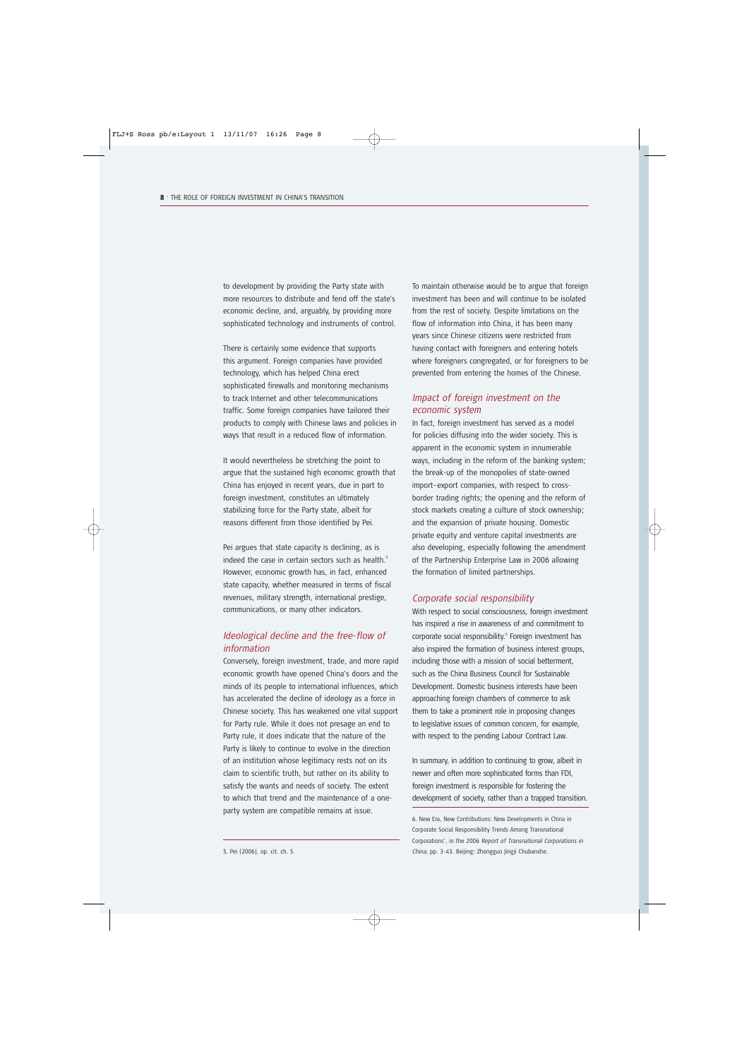to development by providing the Party state with more resources to distribute and fend off the state's economic decline, and, arguably, by providing more sophisticated technology and instruments of control.

There is certainly some evidence that supports this argument. Foreign companies have provided technology, which has helped China erect sophisticated firewalls and monitoring mechanisms to track Internet and other telecommunications traffic. Some foreign companies have tailored their products to comply with Chinese laws and policies in ways that result in a reduced flow of information.

It would nevertheless be stretching the point to argue that the sustained high economic growth that China has enjoyed in recent years, due in part to foreign investment, constitutes an ultimately stabilizing force for the Party state, albeit for reasons different from those identified by Pei.

Pei argues that state capacity is declining, as is indeed the case in certain sectors such as health.[5] However, economic growth has, in fact, enhanced state capacity, whether measured in terms of fiscal revenues, military strength, international prestige, communications, or many other indicators.

## *Ideological decline and the free-flow of information*

Conversely, foreign investment, trade, and more rapid economic growth have opened China's doors and the minds of its people to international influences, which has accelerated the decline of ideology as a force in Chinese society. This has weakened one vital support for Party rule. While it does not presage an end to Party rule, it does indicate that the nature of the Party is likely to continue to evolve in the direction of an institution whose legitimacy rests not on its claim to scientific truth, but rather on its ability to satisfy the wants and needs of society. The extent to which that trend and the maintenance of a one-party system are compatible remains at issue.

5. Pei (2006), op. cit. ch. 5.

To maintain otherwise would be to argue that foreign investment has been and will continue to be isolated from the rest of society. Despite limitations on the flow of information into China, it has been many years since Chinese citizens were restricted from having contact with foreigners and entering hotels where foreigners congregated, or for foreigners to be prevented from entering the homes of the Chinese.

## *Impact of foreign investment on the economic system*

In fact, foreign investment has served as a model for policies diffusing into the wider society. This is apparent in the economic system in innumerable ways, including in the reform of the banking system; the break-up of the monopolies of state-owned import–export companies, with respect to cross-border trading rights; the opening and the reform of stock markets creating a culture of stock ownership; and the expansion of private housing. Domestic private equity and venture capital investments are also developing, especially following the amendment of the Partnership Enterprise Law in 2006 allowing the formation of limited partnerships.

## *Corporate social responsibility*

With respect to social consciousness, foreign investment has inspired a rise in awareness of and commitment to corporate social responsibility.[6] Foreign investment has also inspired the formation of business interest groups, including those with a mission of social betterment, such as the China Business Council for Sustainable Development. Domestic business interests have been approaching foreign chambers of commerce to ask them to take a prominent role in proposing changes to legislative issues of common concern, for example, with respect to the pending Labour Contract Law.

In summary, in addition to continuing to grow, albeit in newer and often more sophisticated forms than FDI, foreign investment is responsible for fostering the development of society, rather than a trapped transition.

6. New Era, New Contributions: New Developments in China in Corporate Social Responsibility Trends Among Transnational Corporations', in the 2006 *Report of Transnational Corporations in China*, pp. 3-43. Beijing: Zhongguo Jingji Chubanshe.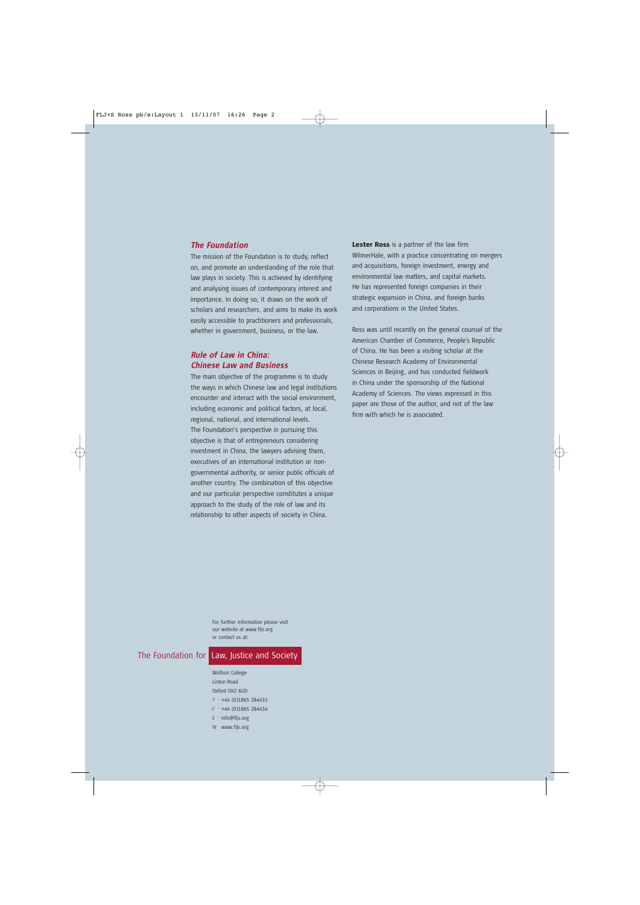### *The Foundation*

The mission of the Foundation is to study, reflect on, and promote an understanding of the role that law plays in society. This is achieved by identifying and analysing issues of contemporary interest and importance. In doing so, it draws on the work of scholars and researchers, and aims to make its work easily accessible to practitioners and professionals, whether in government, business, or the law.

### *Rule of Law in China: Chinese Law and Business*

The main objective of the programme is to study the ways in which Chinese law and legal institutions encounter and interact with the social environment, including economic and political factors, at local, regional, national, and international levels. The Foundation's perspective in pursuing this objective is that of entrepreneurs considering investment in China, the lawyers advising them, executives of an international institution or non-governmental authority, or senior public officials of another country. The combination of this objective and our particular perspective constitutes a unique approach to the study of the role of law and its relationship to other aspects of society in China.

**Lester Ross** is a partner of the law firm WilmerHale, with a practice concentrating on mergers and acquisitions, foreign investment, energy and environmental law matters, and capital markets. He has represented foreign companies in their strategic expansion in China, and foreign banks and corporations in the United States.

Ross was until recently on the general counsel of the American Chamber of Commerce, People's Republic of China. He has been a visiting scholar at the Chinese Research Academy of Environmental Sciences in Beijing, and has conducted fieldwork in China under the sponsorship of the National Academy of Sciences. The views expressed in this paper are those of the author, and not of the law firm with which he is associated.

For further information please visit our website at www.fljs.org or contact us at:

The Foundation for Law, Justice and Society

Wolfson College
Linton Road
Oxford OX2 6UD
T · +44 (0)1865 284433
F · +44 (0)1865 284434
E · info@fljs.org
W · www.fljs.org